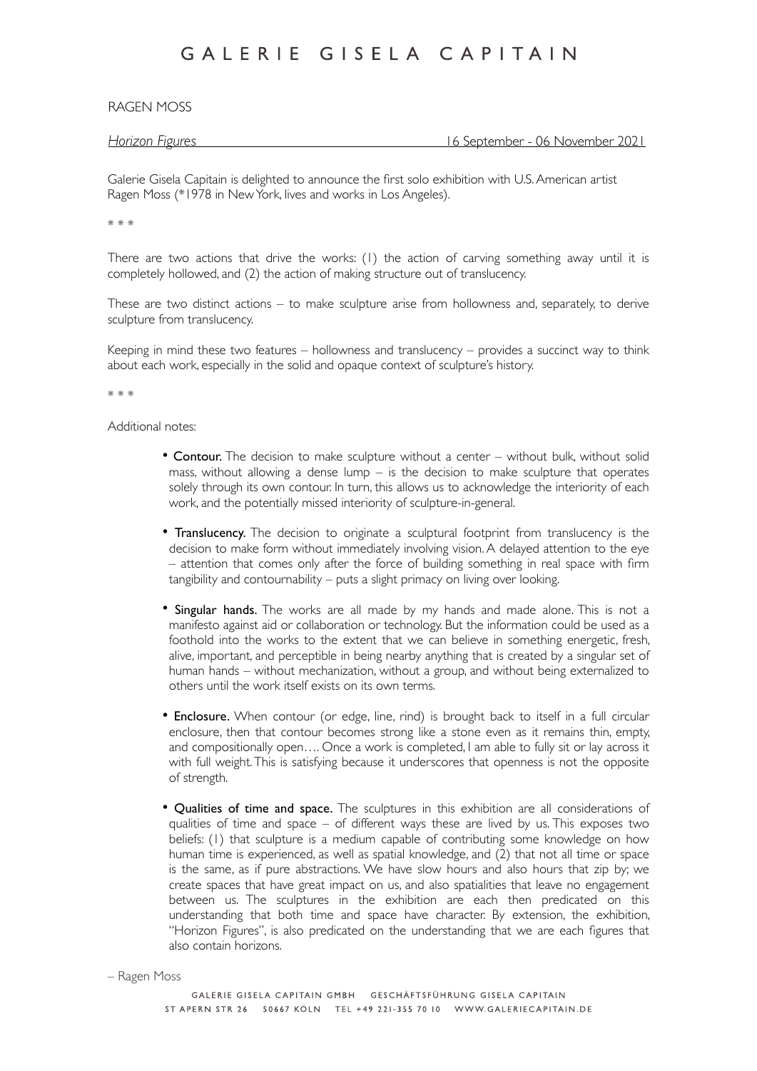# GALERIE GISELA CAPITAIN

RAGEN MOSS

*Horizon Figures* — 16 September - 06 November 2021

Galerie Gisela Capitain is delighted to announce the first solo exhibition with U.S. American artist Ragen Moss (*1978 in New York, lives and works in Los Angeles).

\* \* \*

There are two actions that drive the works: (1) the action of carving something away until it is completely hollowed, and (2) the action of making structure out of translucency.

These are two distinct actions – to make sculpture arise from hollowness and, separately, to derive sculpture from translucency.

Keeping in mind these two features – hollowness and translucency – provides a succinct way to think about each work, especially in the solid and opaque context of sculpture's history.

\* \* \*

Additional notes:

- **Contour.** The decision to make sculpture without a center – without bulk, without solid mass, without allowing a dense lump – is the decision to make sculpture that operates solely through its own contour. In turn, this allows us to acknowledge the interiority of each work, and the potentially missed interiority of sculpture-in-general.

- **Translucency.** The decision to originate a sculptural footprint from translucency is the decision to make form without immediately involving vision. A delayed attention to the eye – attention that comes only after the force of building something in real space with firm tangibility and contourability – puts a slight primacy on living over looking.

- **Singular hands.** The works are all made by my hands and made alone. This is not a manifesto against aid or collaboration or technology. But the information could be used as a foothold into the works to the extent that we can believe in something energetic, fresh, alive, important, and perceptible in being nearby anything that is created by a singular set of human hands – without mechanization, without a group, and without being externalized to others until the work itself exists on its own terms.

- **Enclosure.** When contour (or edge, line, rind) is brought back to itself in a full circular enclosure, then that contour becomes strong like a stone even as it remains thin, empty, and compositionally open…. Once a work is completed, I am able to fully sit or lay across it with full weight. This is satisfying because it underscores that openness is not the opposite of strength.

- **Qualities of time and space.** The sculptures in this exhibition are all considerations of qualities of time and space – of different ways these are lived by us. This exposes two beliefs: (1) that sculpture is a medium capable of contributing some knowledge on how human time is experienced, as well as spatial knowledge, and (2) that not all time or space is the same, as if pure abstractions. We have slow hours and also hours that zip by; we create spaces that have great impact on us, and also spatialities that leave no engagement between us. The sculptures in the exhibition are each then predicated on this understanding that both time and space have character. By extension, the exhibition, "Horizon Figures", is also predicated on the understanding that we are each figures that also contain horizons.

– Ragen Moss

GALERIE GISELA CAPITAIN GMBH   GESCHÄFTSFÜHRUNG GISELA CAPITAIN
ST APERN STR 26   50667 KÖLN   TEL +49 221-355 70 10   WWW.GALERIECAPITAIN.DE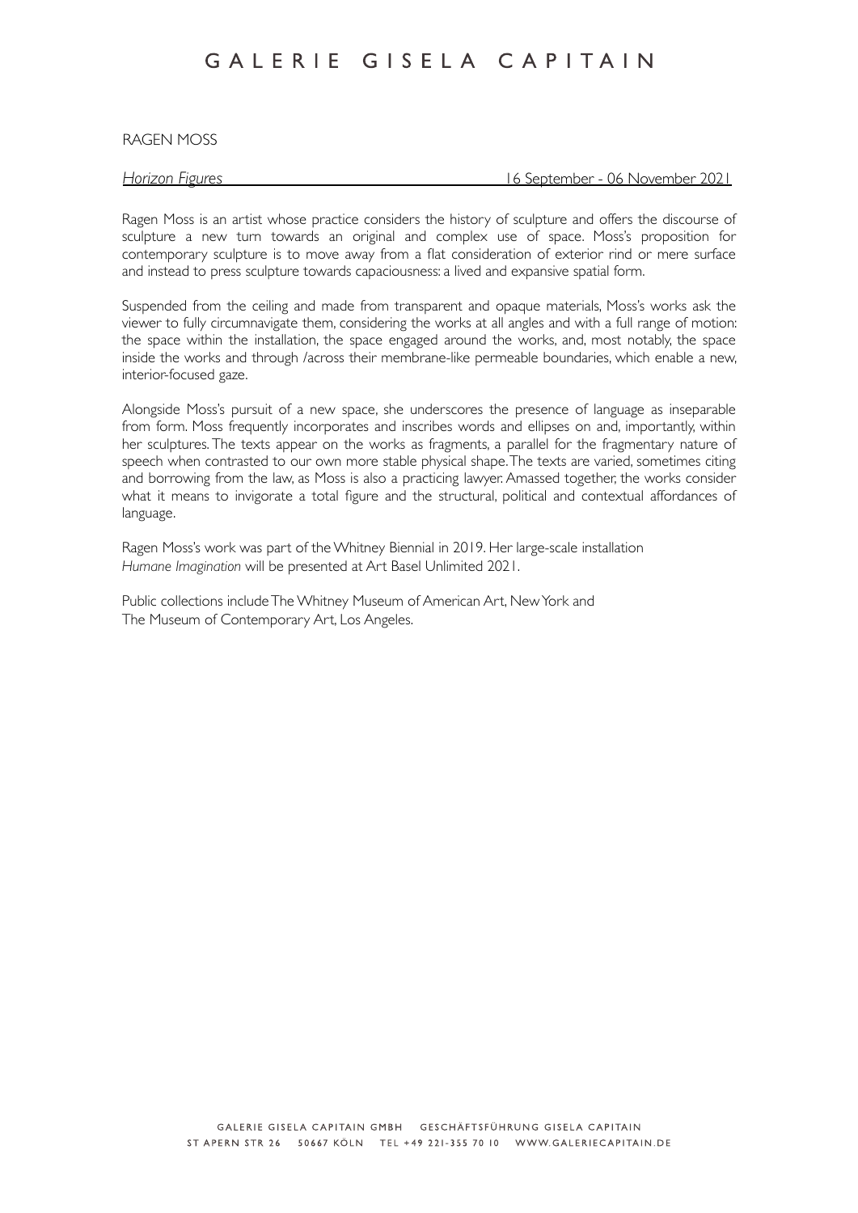# GALERIE GISELA CAPITAIN

RAGEN MOSS

*Horizon Figures* 16 September - 06 November 2021

Ragen Moss is an artist whose practice considers the history of sculpture and offers the discourse of sculpture a new turn towards an original and complex use of space. Moss's proposition for contemporary sculpture is to move away from a flat consideration of exterior rind or mere surface and instead to press sculpture towards capaciousness: a lived and expansive spatial form.

Suspended from the ceiling and made from transparent and opaque materials, Moss's works ask the viewer to fully circumnavigate them, considering the works at all angles and with a full range of motion: the space within the installation, the space engaged around the works, and, most notably, the space inside the works and through /across their membrane-like permeable boundaries, which enable a new, interior-focused gaze.

Alongside Moss's pursuit of a new space, she underscores the presence of language as inseparable from form. Moss frequently incorporates and inscribes words and ellipses on and, importantly, within her sculptures. The texts appear on the works as fragments, a parallel for the fragmentary nature of speech when contrasted to our own more stable physical shape. The texts are varied, sometimes citing and borrowing from the law, as Moss is also a practicing lawyer. Amassed together, the works consider what it means to invigorate a total figure and the structural, political and contextual affordances of language.

Ragen Moss's work was part of the Whitney Biennial in 2019. Her large-scale installation *Humane Imagination* will be presented at Art Basel Unlimited 2021.

Public collections include The Whitney Museum of American Art, New York and The Museum of Contemporary Art, Los Angeles.

GALERIE GISELA CAPITAIN GMBH GESCHÄFTSFÜHRUNG GISELA CAPITAIN
ST APERN STR 26 50667 KÖLN TEL +49 221-355 70 10 WWW.GALERIECAPITAIN.DE